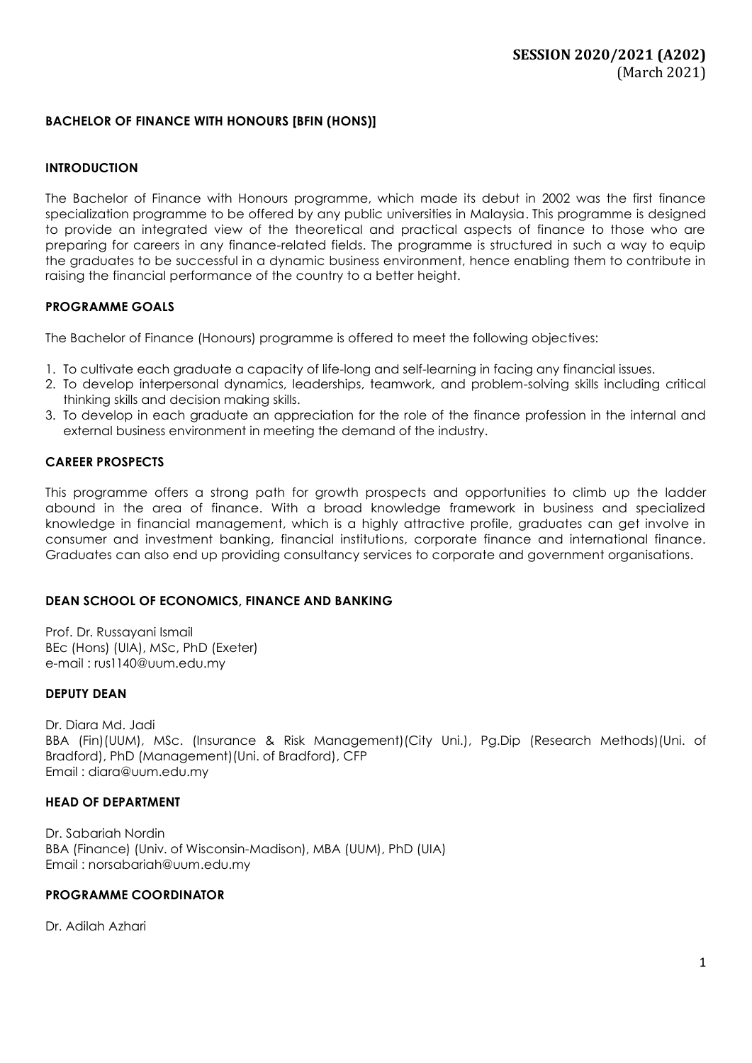**SESSION 2020/2021 (A202)**
(March 2021)

## BACHELOR OF FINANCE WITH HONOURS [BFIN (HONS)]

### INTRODUCTION

The Bachelor of Finance with Honours programme, which made its debut in 2002 was the first finance specialization programme to be offered by any public universities in Malaysia. This programme is designed to provide an integrated view of the theoretical and practical aspects of finance to those who are preparing for careers in any finance-related fields. The programme is structured in such a way to equip the graduates to be successful in a dynamic business environment, hence enabling them to contribute in raising the financial performance of the country to a better height.

### PROGRAMME GOALS

The Bachelor of Finance (Honours) programme is offered to meet the following objectives:

1. To cultivate each graduate a capacity of life-long and self-learning in facing any financial issues.
2. To develop interpersonal dynamics, leaderships, teamwork, and problem-solving skills including critical thinking skills and decision making skills.
3. To develop in each graduate an appreciation for the role of the finance profession in the internal and external business environment in meeting the demand of the industry.

### CAREER PROSPECTS

This programme offers a strong path for growth prospects and opportunities to climb up the ladder abound in the area of finance. With a broad knowledge framework in business and specialized knowledge in financial management, which is a highly attractive profile, graduates can get involve in consumer and investment banking, financial institutions, corporate finance and international finance. Graduates can also end up providing consultancy services to corporate and government organisations.

### DEAN SCHOOL OF ECONOMICS, FINANCE AND BANKING

Prof. Dr. Russayani Ismail
BEc (Hons) (UIA), MSc, PhD (Exeter)
e-mail : rus1140@uum.edu.my

### DEPUTY DEAN

Dr. Diara Md. Jadi
BBA (Fin)(UUM), MSc. (Insurance & Risk Management)(City Uni.), Pg.Dip (Research Methods)(Uni. of Bradford), PhD (Management)(Uni. of Bradford), CFP
Email : diara@uum.edu.my

### HEAD OF DEPARTMENT

Dr. Sabariah Nordin
BBA (Finance) (Univ. of Wisconsin-Madison), MBA (UUM), PhD (UIA)
Email : norsabariah@uum.edu.my

### PROGRAMME COORDINATOR

Dr. Adilah Azhari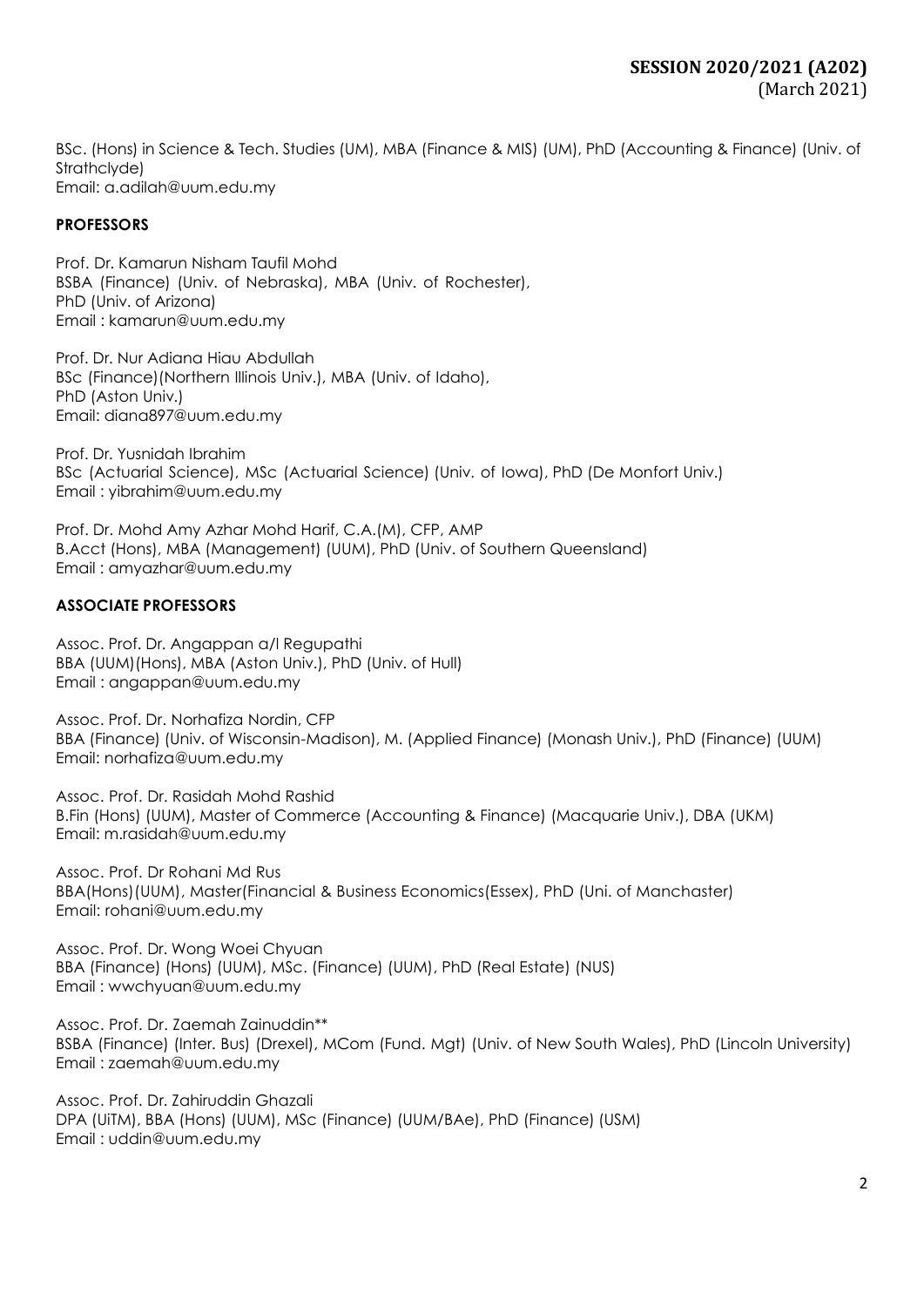BSc. (Hons) in Science & Tech. Studies (UM), MBA (Finance & MIS) (UM), PhD (Accounting & Finance) (Univ. of Strathclyde)
Email: a.adilah@uum.edu.my

**PROFESSORS**

Prof. Dr. Kamarun Nisham Taufil Mohd
BSBA (Finance) (Univ. of Nebraska), MBA (Univ. of Rochester),
PhD (Univ. of Arizona)
Email : kamarun@uum.edu.my

Prof. Dr. Nur Adiana Hiau Abdullah
BSc (Finance)(Northern Illinois Univ.), MBA (Univ. of Idaho),
PhD (Aston Univ.)
Email: diana897@uum.edu.my

Prof. Dr. Yusnidah Ibrahim
BSc (Actuarial Science), MSc (Actuarial Science) (Univ. of Iowa), PhD (De Monfort Univ.)
Email : yibrahim@uum.edu.my

Prof. Dr. Mohd Amy Azhar Mohd Harif, C.A.(M), CFP, AMP
B.Acct (Hons), MBA (Management) (UUM), PhD (Univ. of Southern Queensland)
Email : amyazhar@uum.edu.my

**ASSOCIATE PROFESSORS**

Assoc. Prof. Dr. Angappan a/l Regupathi
BBA (UUM)(Hons), MBA (Aston Univ.), PhD (Univ. of Hull)
Email : angappan@uum.edu.my

Assoc. Prof. Dr. Norhafiza Nordin, CFP
BBA (Finance) (Univ. of Wisconsin-Madison), M. (Applied Finance) (Monash Univ.), PhD (Finance) (UUM)
Email: norhafiza@uum.edu.my

Assoc. Prof. Dr. Rasidah Mohd Rashid
B.Fin (Hons) (UUM), Master of Commerce (Accounting & Finance) (Macquarie Univ.), DBA (UKM)
Email: m.rasidah@uum.edu.my

Assoc. Prof. Dr Rohani Md Rus
BBA(Hons)(UUM), Master(Financial & Business Economics(Essex), PhD (Uni. of Manchaster)
Email: rohani@uum.edu.my

Assoc. Prof. Dr. Wong Woei Chyuan
BBA (Finance) (Hons) (UUM), MSc. (Finance) (UUM), PhD (Real Estate) (NUS)
Email : wwchyuan@uum.edu.my

Assoc. Prof. Dr. Zaemah Zainuddin**
BSBA (Finance) (Inter. Bus) (Drexel), MCom (Fund. Mgt) (Univ. of New South Wales), PhD (Lincoln University)
Email : zaemah@uum.edu.my

Assoc. Prof. Dr. Zahiruddin Ghazali
DPA (UiTM), BBA (Hons) (UUM), MSc (Finance) (UUM/BAe), PhD (Finance) (USM)
Email : uddin@uum.edu.my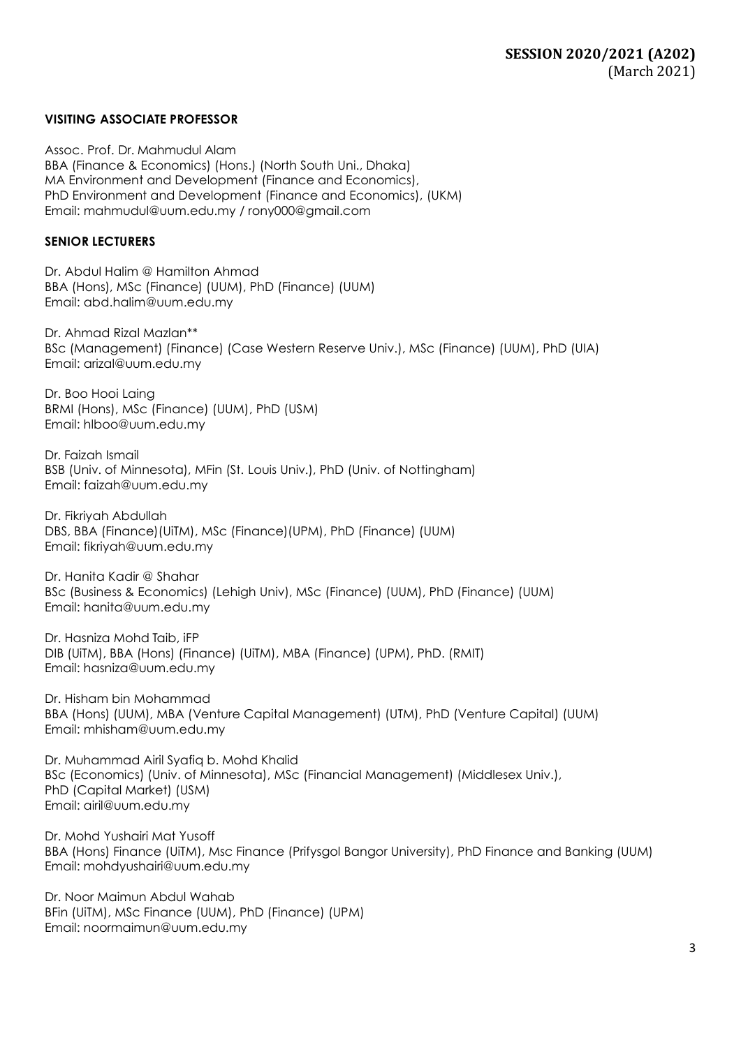**SESSION 2020/2021 (A202)**
(March 2021)

**VISITING ASSOCIATE PROFESSOR**

Assoc. Prof. Dr. Mahmudul Alam
BBA (Finance & Economics) (Hons.) (North South Uni., Dhaka)
MA Environment and Development (Finance and Economics),
PhD Environment and Development (Finance and Economics), (UKM)
Email: mahmudul@uum.edu.my / rony000@gmail.com

**SENIOR LECTURERS**

Dr. Abdul Halim @ Hamilton Ahmad
BBA (Hons), MSc (Finance) (UUM), PhD (Finance) (UUM)
Email: abd.halim@uum.edu.my

Dr. Ahmad Rizal Mazlan**
BSc (Management) (Finance) (Case Western Reserve Univ.), MSc (Finance) (UUM), PhD (UIA)
Email: arizal@uum.edu.my

Dr. Boo Hooi Laing
BRMI (Hons), MSc (Finance) (UUM), PhD (USM)
Email: hlboo@uum.edu.my

Dr. Faizah Ismail
BSB (Univ. of Minnesota), MFin (St. Louis Univ.), PhD (Univ. of Nottingham)
Email: faizah@uum.edu.my

Dr. Fikriyah Abdullah
DBS, BBA (Finance)(UiTM), MSc (Finance)(UPM), PhD (Finance) (UUM)
Email: fikriyah@uum.edu.my

Dr. Hanita Kadir @ Shahar
BSc (Business & Economics) (Lehigh Univ), MSc (Finance) (UUM), PhD (Finance) (UUM)
Email: hanita@uum.edu.my

Dr. Hasniza Mohd Taib, iFP
DIB (UiTM), BBA (Hons) (Finance) (UiTM), MBA (Finance) (UPM), PhD. (RMIT)
Email: hasniza@uum.edu.my

Dr. Hisham bin Mohammad
BBA (Hons) (UUM), MBA (Venture Capital Management) (UTM), PhD (Venture Capital) (UUM)
Email: mhisham@uum.edu.my

Dr. Muhammad Airil Syafiq b. Mohd Khalid
BSc (Economics) (Univ. of Minnesota), MSc (Financial Management) (Middlesex Univ.),
PhD (Capital Market) (USM)
Email: airil@uum.edu.my

Dr. Mohd Yushairi Mat Yusoff
BBA (Hons) Finance (UiTM), Msc Finance (Prifysgol Bangor University), PhD Finance and Banking (UUM)
Email: mohdyushairi@uum.edu.my

Dr. Noor Maimun Abdul Wahab
BFin (UiTM), MSc Finance (UUM), PhD (Finance) (UPM)
Email: noormaimun@uum.edu.my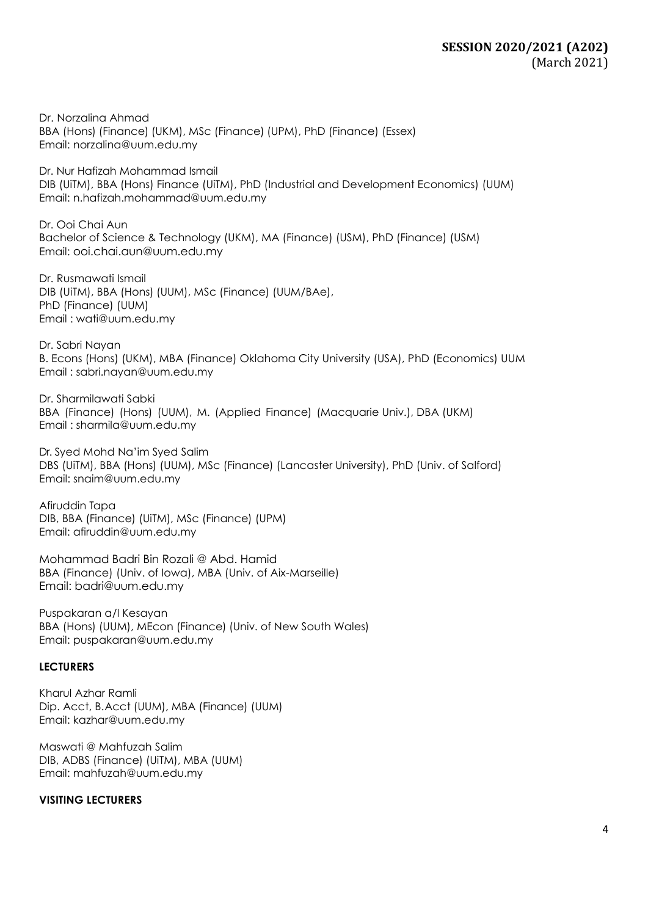Dr. Norzalina Ahmad
BBA (Hons) (Finance) (UKM), MSc (Finance) (UPM), PhD (Finance) (Essex)
Email: norzalina@uum.edu.my

Dr. Nur Hafizah Mohammad Ismail
DIB (UiTM), BBA (Hons) Finance (UiTM), PhD (Industrial and Development Economics) (UUM)
Email: n.hafizah.mohammad@uum.edu.my

Dr. Ooi Chai Aun
Bachelor of Science & Technology (UKM), MA (Finance) (USM), PhD (Finance) (USM)
Email: ooi.chai.aun@uum.edu.my

Dr. Rusmawati Ismail
DIB (UiTM), BBA (Hons) (UUM), MSc (Finance) (UUM/BAe),
PhD (Finance) (UUM)
Email : wati@uum.edu.my

Dr. Sabri Nayan
B. Econs (Hons) (UKM), MBA (Finance) Oklahoma City University (USA), PhD (Economics) UUM
Email : sabri.nayan@uum.edu.my

Dr. Sharmilawati Sabki
BBA (Finance) (Hons) (UUM), M. (Applied Finance) (Macquarie Univ.), DBA (UKM)
Email : sharmila@uum.edu.my

Dr. Syed Mohd Na'im Syed Salim
DBS (UiTM), BBA (Hons) (UUM), MSc (Finance) (Lancaster University), PhD (Univ. of Salford)
Email: snaim@uum.edu.my

Afiruddin Tapa
DIB, BBA (Finance) (UiTM), MSc (Finance) (UPM)
Email: afiruddin@uum.edu.my

Mohammad Badri Bin Rozali @ Abd. Hamid
BBA (Finance) (Univ. of Iowa), MBA (Univ. of Aix-Marseille)
Email: badri@uum.edu.my

Puspakaran a/l Kesayan
BBA (Hons) (UUM), MEcon (Finance) (Univ. of New South Wales)
Email: puspakaran@uum.edu.my

**LECTURERS**

Kharul Azhar Ramli
Dip. Acct, B.Acct (UUM), MBA (Finance) (UUM)
Email: kazhar@uum.edu.my

Maswati @ Mahfuzah Salim
DIB, ADBS (Finance) (UiTM), MBA (UUM)
Email: mahfuzah@uum.edu.my

**VISITING LECTURERS**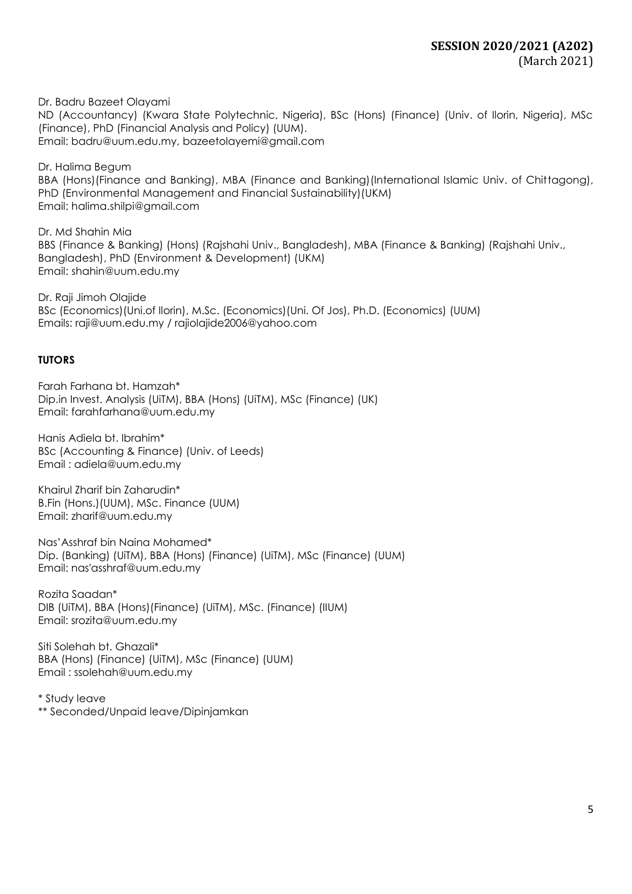Dr. Badru Bazeet Olayami
ND (Accountancy) (Kwara State Polytechnic, Nigeria), BSc (Hons) (Finance) (Univ. of Ilorin, Nigeria), MSc (Finance), PhD (Financial Analysis and Policy) (UUM).
Email: badru@uum.edu.my, bazeetolayemi@gmail.com

Dr. Halima Begum
BBA (Hons)(Finance and Banking), MBA (Finance and Banking)(International Islamic Univ. of Chittagong), PhD (Environmental Management and Financial Sustainability)(UKM)
Email: halima.shilpi@gmail.com

Dr. Md Shahin Mia
BBS (Finance & Banking) (Hons) (Rajshahi Univ., Bangladesh), MBA (Finance & Banking) (Rajshahi Univ., Bangladesh), PhD (Environment & Development) (UKM)
Email: shahin@uum.edu.my

Dr. Raji Jimoh Olajide
BSc (Economics)(Uni.of Ilorin), M.Sc. (Economics)(Uni. Of Jos), Ph.D. (Economics) (UUM)
Emails: raji@uum.edu.my / rajiolajide2006@yahoo.com

**TUTORS**

Farah Farhana bt. Hamzah*
Dip.in Invest. Analysis (UiTM), BBA (Hons) (UiTM), MSc (Finance) (UK)
Email: farahfarhana@uum.edu.my

Hanis Adiela bt. Ibrahim*
BSc (Accounting & Finance) (Univ. of Leeds)
Email : adiela@uum.edu.my

Khairul Zharif bin Zaharudin*
B.Fin (Hons.)(UUM), MSc. Finance (UUM)
Email: zharif@uum.edu.my

Nas'Asshraf bin Naina Mohamed*
Dip. (Banking) (UiTM), BBA (Hons) (Finance) (UiTM), MSc (Finance) (UUM)
Email: nas'asshraf@uum.edu.my

Rozita Saadan*
DIB (UiTM), BBA (Hons)(Finance) (UiTM), MSc. (Finance) (IIUM)
Email: srozita@uum.edu.my

Siti Solehah bt. Ghazali*
BBA (Hons) (Finance) (UiTM), MSc (Finance) (UUM)
Email : ssolehah@uum.edu.my

* Study leave
** Seconded/Unpaid leave/Dipinjamkan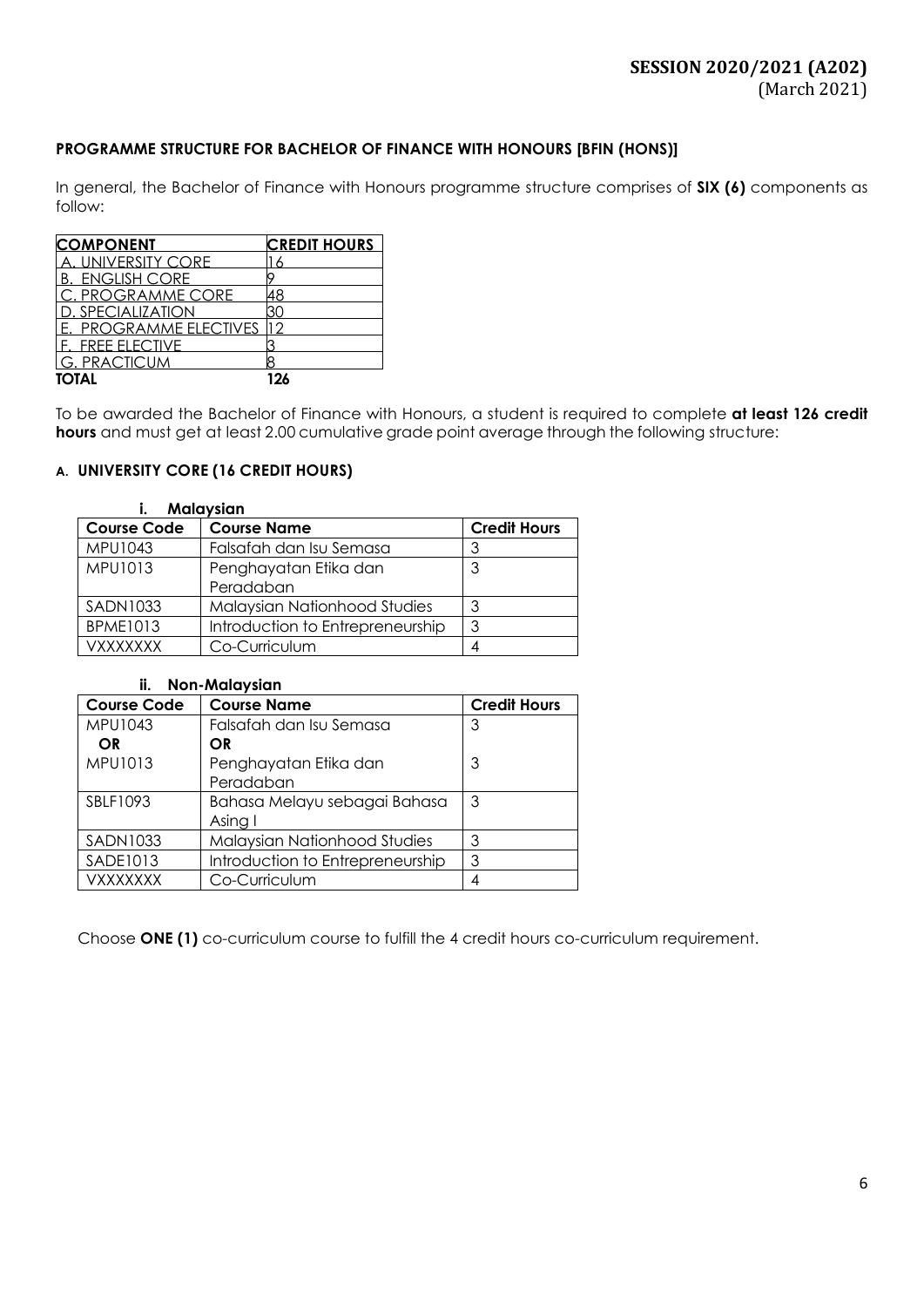**SESSION 2020/2021 (A202)**
(March 2021)

**PROGRAMME STRUCTURE FOR BACHELOR OF FINANCE WITH HONOURS [BFIN (HONS)]**

In general, the Bachelor of Finance with Honours programme structure comprises of **SIX (6)** components as follow:

| COMPONENT | CREDIT HOURS |
|---|---|
| A. UNIVERSITY CORE | 16 |
| B. ENGLISH CORE | 9 |
| C. PROGRAMME CORE | 48 |
| D. SPECIALIZATION | 30 |
| E. PROGRAMME ELECTIVES | 12 |
| F. FREE ELECTIVE | 3 |
| G. PRACTICUM | 8 |
| **TOTAL** | **126** |

To be awarded the Bachelor of Finance with Honours, a student is required to complete **at least 126 credit hours** and must get at least 2.00 cumulative grade point average through the following structure:

### A. UNIVERSITY CORE (16 CREDIT HOURS)

**i. Malaysian**

| Course Code | Course Name | Credit Hours |
|---|---|---|
| MPU1043 | Falsafah dan Isu Semasa | 3 |
| MPU1013 | Penghayatan Etika dan Peradaban | 3 |
| SADN1033 | Malaysian Nationhood Studies | 3 |
| BPME1013 | Introduction to Entrepreneurship | 3 |
| VXXXXXXX | Co-Curriculum | 4 |

**ii. Non-Malaysian**

| Course Code | Course Name | Credit Hours |
|---|---|---|
| MPU1043 **OR** MPU1013 | Falsafah dan Isu Semasa **OR** Penghayatan Etika dan Peradaban | 3 / 3 |
| SBLF1093 | Bahasa Melayu sebagai Bahasa Asing I | 3 |
| SADN1033 | Malaysian Nationhood Studies | 3 |
| SADE1013 | Introduction to Entrepreneurship | 3 |
| VXXXXXXX | Co-Curriculum | 4 |

Choose **ONE (1)** co-curriculum course to fulfill the 4 credit hours co-curriculum requirement.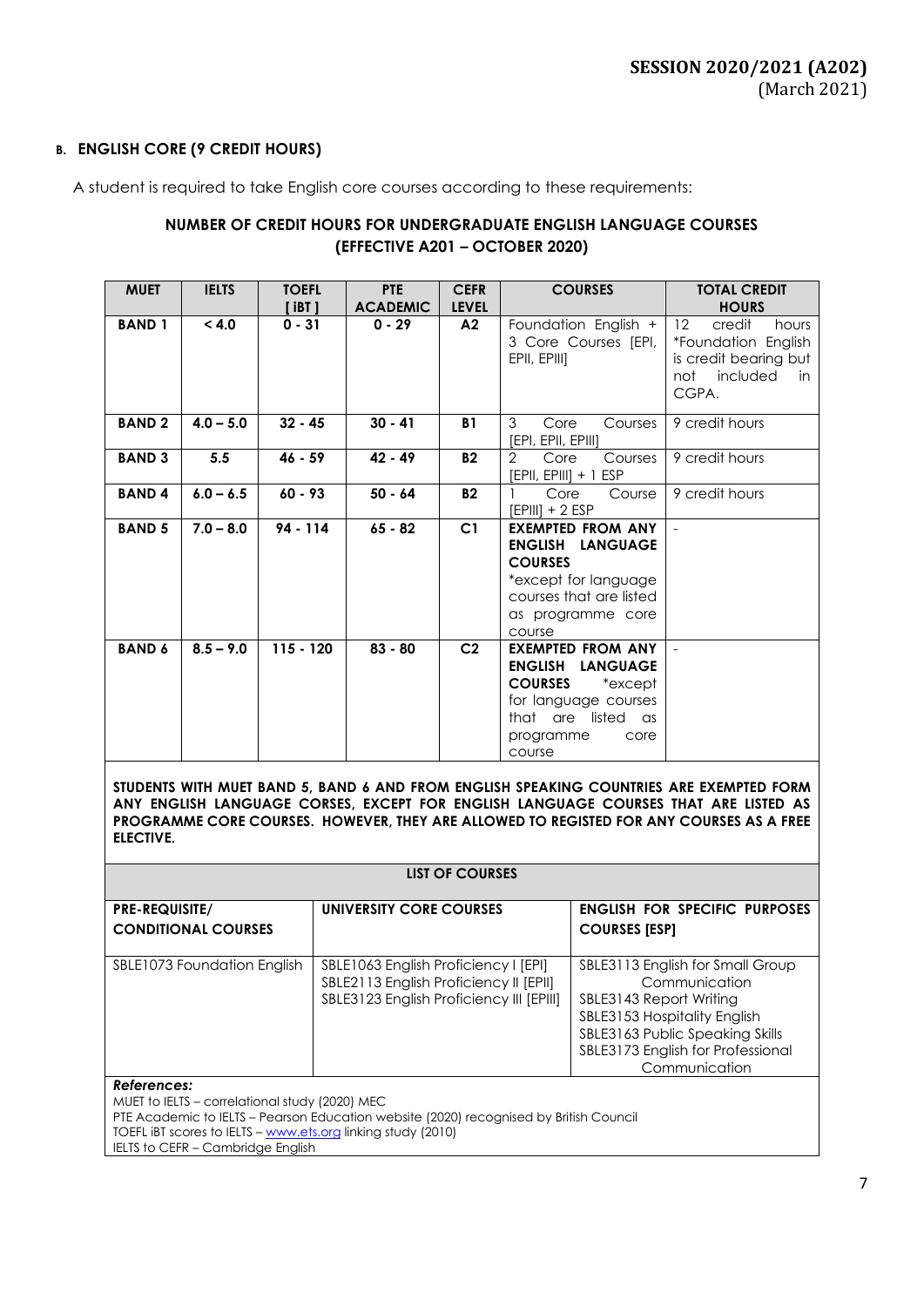**B. ENGLISH CORE (9 CREDIT HOURS)**

A student is required to take English core courses according to these requirements:

**NUMBER OF CREDIT HOURS FOR UNDERGRADUATE ENGLISH LANGUAGE COURSES (EFFECTIVE A201 – OCTOBER 2020)**

| MUET | IELTS | TOEFL [ iBT ] | PTE ACADEMIC | CEFR LEVEL | COURSES | TOTAL CREDIT HOURS |
|---|---|---|---|---|---|---|
| **BAND 1** | **< 4.0** | **0 - 31** | **0 - 29** | **A2** | Foundation English + 3 Core Courses [EPI, EPII, EPIII] | 12 credit hours *Foundation English is credit bearing but not included in CGPA. |
| **BAND 2** | **4.0 – 5.0** | **32 - 45** | **30 - 41** | **B1** | 3 Core Courses [EPI, EPII, EPIII] | 9 credit hours |
| **BAND 3** | **5.5** | **46 - 59** | **42 - 49** | **B2** | 2 Core Courses [EPII, EPIII] + 1 ESP | 9 credit hours |
| **BAND 4** | **6.0 – 6.5** | **60 - 93** | **50 - 64** | **B2** | 1 Core Course [EPIII] + 2 ESP | 9 credit hours |
| **BAND 5** | **7.0 – 8.0** | **94 - 114** | **65 - 82** | **C1** | **EXEMPTED FROM ANY ENGLISH LANGUAGE COURSES** *except for language courses that are listed as programme core course | - |
| **BAND 6** | **8.5 – 9.0** | **115 - 120** | **83 - 80** | **C2** | **EXEMPTED FROM ANY ENGLISH LANGUAGE COURSES** *except for language courses that are listed as programme core course | - |

**STUDENTS WITH MUET BAND 5, BAND 6 AND FROM ENGLISH SPEAKING COUNTRIES ARE EXEMPTED FORM ANY ENGLISH LANGUAGE CORSES, EXCEPT FOR ENGLISH LANGUAGE COURSES THAT ARE LISTED AS PROGRAMME CORE COURSES. HOWEVER, THEY ARE ALLOWED TO REGISTED FOR ANY COURSES AS A FREE ELECTIVE.**

**LIST OF COURSES**

| PRE-REQUISITE/ CONDITIONAL COURSES | UNIVERSITY CORE COURSES | ENGLISH FOR SPECIFIC PURPOSES COURSES [ESP] |
|---|---|---|
| SBLE1073 Foundation English | SBLE1063 English Proficiency I [EPI]<br>SBLE2113 English Proficiency II [EPII]<br>SBLE3123 English Proficiency III [EPIII] | SBLE3113 English for Small Group Communication<br>SBLE3143 Report Writing<br>SBLE3153 Hospitality English<br>SBLE3163 Public Speaking Skills<br>SBLE3173 English for Professional Communication |

***References:***

MUET to IELTS – correlational study (2020) MEC
PTE Academic to IELTS – Pearson Education website (2020) recognised by British Council
TOEFL iBT scores to IELTS – www.ets.org linking study (2010)
IELTS to CEFR – Cambridge English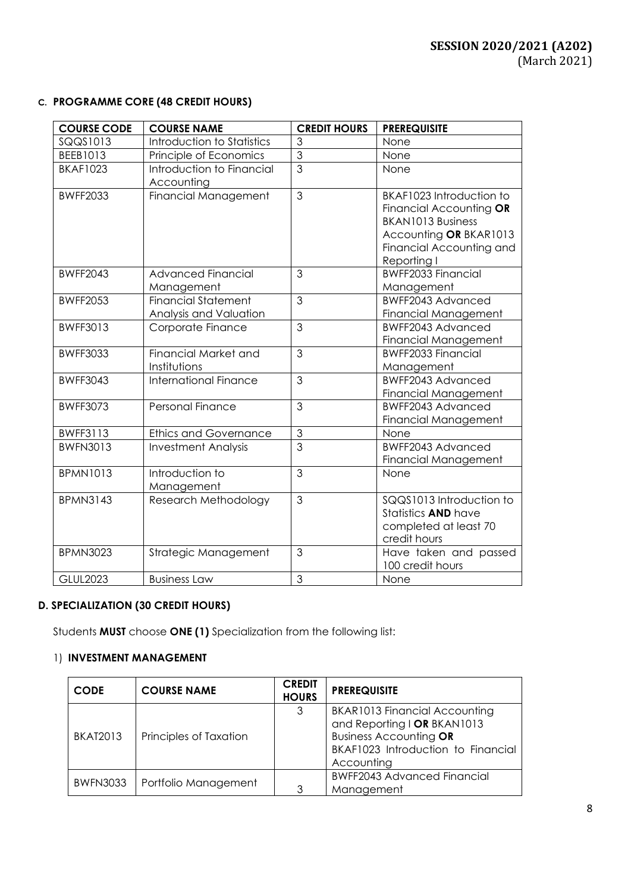**SESSION 2020/2021 (A202)**
(March 2021)

#### C. PROGRAMME CORE (48 CREDIT HOURS)

| COURSE CODE | COURSE NAME | CREDIT HOURS | PREREQUISITE |
|---|---|---|---|
| SQQS1013 | Introduction to Statistics | 3 | None |
| BEEB1013 | Principle of Economics | 3 | None |
| BKAF1023 | Introduction to Financial Accounting | 3 | None |
| BWFF2033 | Financial Management | 3 | BKAF1023 Introduction to Financial Accounting **OR** BKAN1013 Business Accounting **OR** BKAR1013 Financial Accounting and Reporting I |
| BWFF2043 | Advanced Financial Management | 3 | BWFF2033 Financial Management |
| BWFF2053 | Financial Statement Analysis and Valuation | 3 | BWFF2043 Advanced Financial Management |
| BWFF3013 | Corporate Finance | 3 | BWFF2043 Advanced Financial Management |
| BWFF3033 | Financial Market and Institutions | 3 | BWFF2033 Financial Management |
| BWFF3043 | International Finance | 3 | BWFF2043 Advanced Financial Management |
| BWFF3073 | Personal Finance | 3 | BWFF2043 Advanced Financial Management |
| BWFF3113 | Ethics and Governance | 3 | None |
| BWFN3013 | Investment Analysis | 3 | BWFF2043 Advanced Financial Management |
| BPMN1013 | Introduction to Management | 3 | None |
| BPMN3143 | Research Methodology | 3 | SQQS1013 Introduction to Statistics **AND** have completed at least 70 credit hours |
| BPMN3023 | Strategic Management | 3 | Have taken and passed 100 credit hours |
| GLUL2023 | Business Law | 3 | None |

#### D. SPECIALIZATION (30 CREDIT HOURS)

Students **MUST** choose **ONE (1)** Specialization from the following list:

1) **INVESTMENT MANAGEMENT**

| CODE | COURSE NAME | CREDIT HOURS | PREREQUISITE |
|---|---|---|---|
| BKAT2013 | Principles of Taxation | 3 | BKAR1013 Financial Accounting and Reporting I **OR** BKAN1013 Business Accounting **OR** BKAF1023 Introduction to Financial Accounting |
| BWFN3033 | Portfolio Management | 3 | BWFF2043 Advanced Financial Management |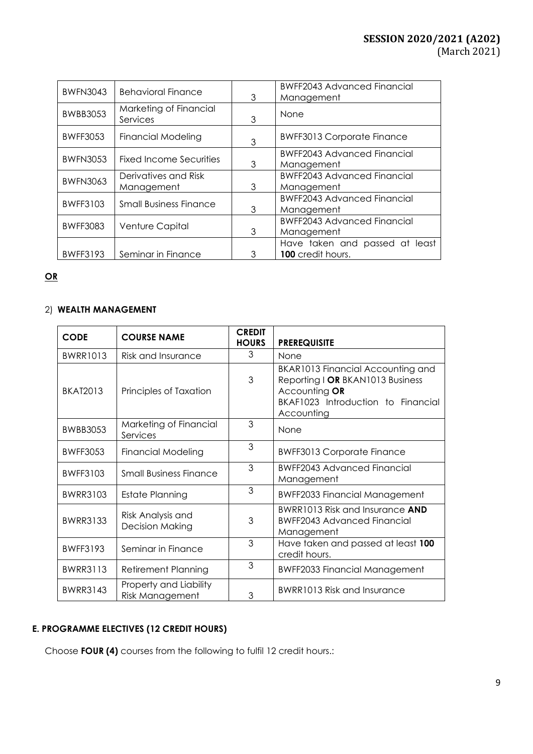| BWFN3043 | Behavioral Finance | 3 | BWFF2043 Advanced Financial Management |
|---|---|---|---|
| BWBB3053 | Marketing of Financial Services | 3 | None |
| BWFF3053 | Financial Modeling | 3 | BWFF3013 Corporate Finance |
| BWFN3053 | Fixed Income Securities | 3 | BWFF2043 Advanced Financial Management |
| BWFN3063 | Derivatives and Risk Management | 3 | BWFF2043 Advanced Financial Management |
| BWFF3103 | Small Business Finance | 3 | BWFF2043 Advanced Financial Management |
| BWFF3083 | Venture Capital | 3 | BWFF2043 Advanced Financial Management |
| BWFF3193 | Seminar in Finance | 3 | Have taken and passed at least **100** credit hours. |

**OR**

2) **WEALTH MANAGEMENT**

| **CODE** | **COURSE NAME** | **CREDIT HOURS** | **PREREQUISITE** |
|---|---|---|---|
| BWRR1013 | Risk and Insurance | 3 | None |
| BKAT2013 | Principles of Taxation | 3 | BKAR1013 Financial Accounting and Reporting I **OR** BKAN1013 Business Accounting **OR** BKAF1023 Introduction to Financial Accounting |
| BWBB3053 | Marketing of Financial Services | 3 | None |
| BWFF3053 | Financial Modeling | 3 | BWFF3013 Corporate Finance |
| BWFF3103 | Small Business Finance | 3 | BWFF2043 Advanced Financial Management |
| BWRR3103 | Estate Planning | 3 | BWFF2033 Financial Management |
| BWRR3133 | Risk Analysis and Decision Making | 3 | BWRR1013 Risk and Insurance **AND** BWFF2043 Advanced Financial Management |
| BWFF3193 | Seminar in Finance | 3 | Have taken and passed at least **100** credit hours. |
| BWRR3113 | Retirement Planning | 3 | BWFF2033 Financial Management |
| BWRR3143 | Property and Liability Risk Management | 3 | BWRR1013 Risk and Insurance |

### E. PROGRAMME ELECTIVES (12 CREDIT HOURS)

Choose **FOUR (4)** courses from the following to fulfil 12 credit hours.: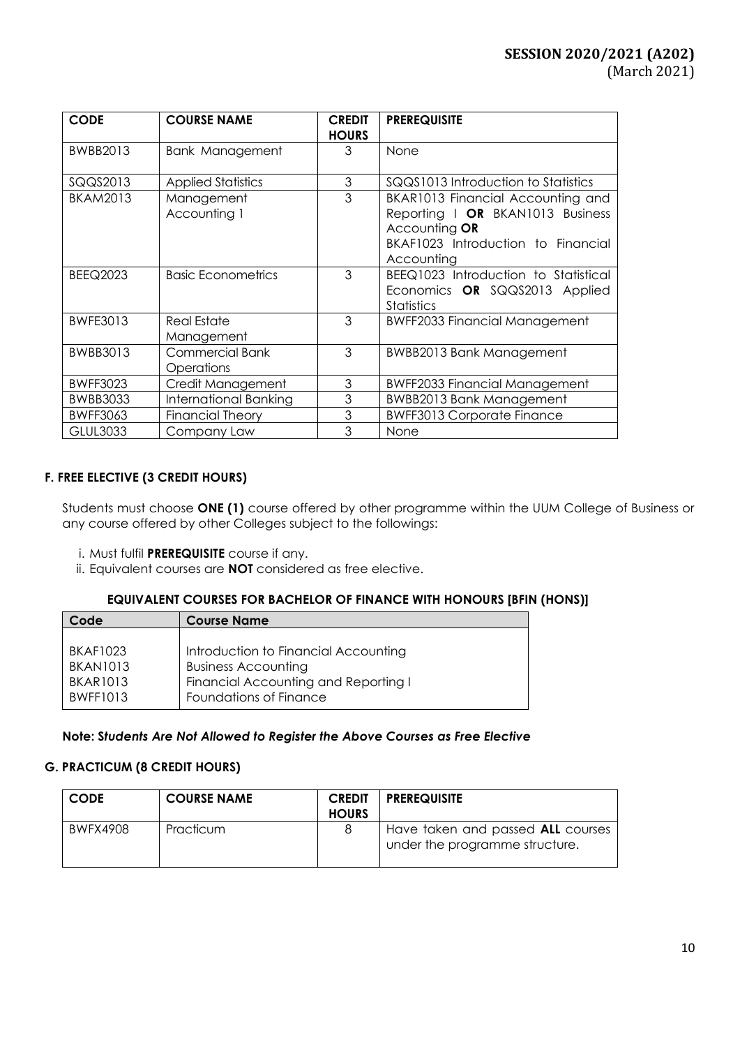| CODE | COURSE NAME | CREDIT HOURS | PREREQUISITE |
|---|---|---|---|
| BWBB2013 | Bank Management | 3 | None |
| SQQS2013 | Applied Statistics | 3 | SQQS1013 Introduction to Statistics |
| BKAM2013 | Management Accounting 1 | 3 | BKAR1013 Financial Accounting and Reporting I **OR** BKAN1013 Business Accounting **OR** BKAF1023 Introduction to Financial Accounting |
| BEEQ2023 | Basic Econometrics | 3 | BEEQ1023 Introduction to Statistical Economics **OR** SQQS2013 Applied Statistics |
| BWFE3013 | Real Estate Management | 3 | BWFF2033 Financial Management |
| BWBB3013 | Commercial Bank Operations | 3 | BWBB2013 Bank Management |
| BWFF3023 | Credit Management | 3 | BWFF2033 Financial Management |
| BWBB3033 | International Banking | 3 | BWBB2013 Bank Management |
| BWFF3063 | Financial Theory | 3 | BWFF3013 Corporate Finance |
| GLUL3033 | Company Law | 3 | None |

### F. FREE ELECTIVE (3 CREDIT HOURS)

Students must choose **ONE (1)** course offered by other programme within the UUM College of Business or any course offered by other Colleges subject to the followings:

i. Must fulfil **PREREQUISITE** course if any.
ii. Equivalent courses are **NOT** considered as free elective.

**EQUIVALENT COURSES FOR BACHELOR OF FINANCE WITH HONOURS [BFIN (HONS)]**

| Code | Course Name |
|---|---|
| BKAF1023 | Introduction to Financial Accounting |
| BKAN1013 | Business Accounting |
| BKAR1013 | Financial Accounting and Reporting I |
| BWFF1013 | Foundations of Finance |

**Note:** ***Students Are Not Allowed to Register the Above Courses as Free Elective***

### G. PRACTICUM (8 CREDIT HOURS)

| CODE | COURSE NAME | CREDIT HOURS | PREREQUISITE |
|---|---|---|---|
| BWFX4908 | Practicum | 8 | Have taken and passed **ALL** courses under the programme structure. |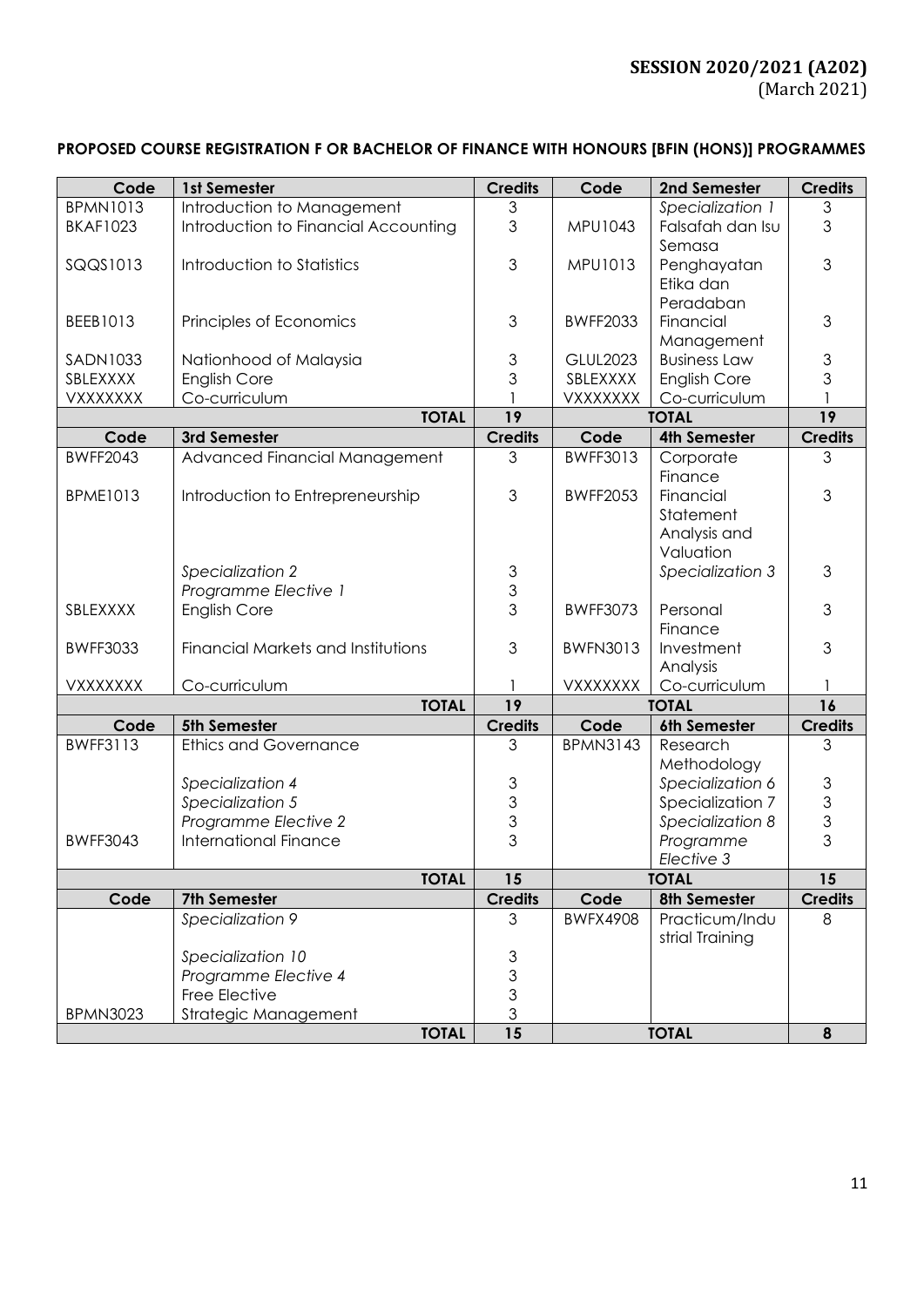**SESSION 2020/2021 (A202)**
(March 2021)

**PROPOSED COURSE REGISTRATION F OR BACHELOR OF FINANCE WITH HONOURS [BFIN (HONS)] PROGRAMMES**

| Code | 1st Semester | Credits | Code | 2nd Semester | Credits |
|---|---|---|---|---|---|
| BPMN1013 | Introduction to Management | 3 | | *Specialization 1* | 3 |
| BKAF1023 | Introduction to Financial Accounting | 3 | MPU1043 | Falsafah dan Isu Semasa | 3 |
| SQQS1013 | Introduction to Statistics | 3 | MPU1013 | Penghayatan Etika dan Peradaban | 3 |
| BEEB1013 | Principles of Economics | 3 | BWFF2033 | Financial Management | 3 |
| SADN1033 | Nationhood of Malaysia | 3 | GLUL2023 | Business Law | 3 |
| SBLEXXXX | English Core | 3 | SBLEXXXX | English Core | 3 |
| VXXXXXXX | Co-curriculum | 1 | VXXXXXXX | Co-curriculum | 1 |
| | **TOTAL** | **19** | | **TOTAL** | **19** |
| **Code** | **3rd Semester** | **Credits** | **Code** | **4th Semester** | **Credits** |
| BWFF2043 | Advanced Financial Management | 3 | BWFF3013 | Corporate Finance | 3 |
| BPME1013 | Introduction to Entrepreneurship | 3 | BWFF2053 | Financial Statement Analysis and Valuation | 3 |
| | *Specialization 2* | 3 | | *Specialization 3* | 3 |
| | *Programme Elective 1* | 3 | | | |
| SBLEXXXX | English Core | 3 | BWFF3073 | Personal Finance | 3 |
| BWFF3033 | Financial Markets and Institutions | 3 | BWFN3013 | Investment Analysis | 3 |
| VXXXXXXX | Co-curriculum | 1 | VXXXXXXX | Co-curriculum | 1 |
| | **TOTAL** | **19** | | **TOTAL** | **16** |
| **Code** | **5th Semester** | **Credits** | **Code** | **6th Semester** | **Credits** |
| BWFF3113 | Ethics and Governance | 3 | BPMN3143 | Research Methodology | 3 |
| | *Specialization 4* | 3 | | *Specialization 6* | 3 |
| | *Specialization 5* | 3 | | Specialization 7 | 3 |
| | *Programme Elective 2* | 3 | | *Specialization 8* | 3 |
| BWFF3043 | International Finance | 3 | | *Programme Elective 3* | 3 |
| | **TOTAL** | **15** | | **TOTAL** | **15** |
| **Code** | **7th Semester** | **Credits** | **Code** | **8th Semester** | **Credits** |
| | *Specialization 9* | 3 | BWFX4908 | Practicum/Industrial Training | 8 |
| | *Specialization 10* | 3 | | | |
| | *Programme Elective 4* | 3 | | | |
| | Free Elective | 3 | | | |
| BPMN3023 | Strategic Management | 3 | | | |
| | **TOTAL** | **15** | | **TOTAL** | **8** |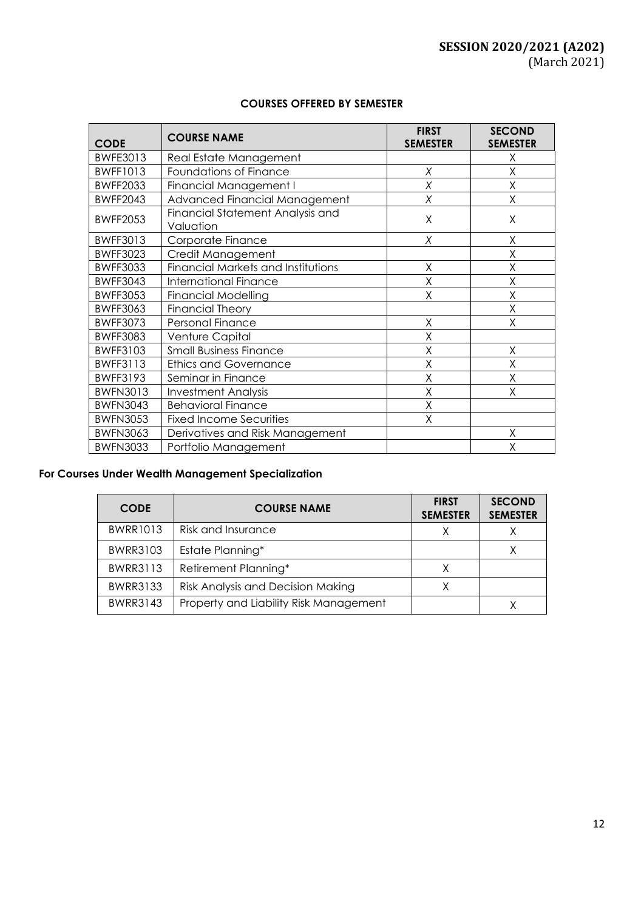**SESSION 2020/2021 (A202)**
(March 2021)

**COURSES OFFERED BY SEMESTER**

| CODE | COURSE NAME | FIRST SEMESTER | SECOND SEMESTER |
|---|---|---|---|
| BWFE3013 | Real Estate Management | | X |
| BWFF1013 | Foundations of Finance | X | X |
| BWFF2033 | Financial Management I | X | X |
| BWFF2043 | Advanced Financial Management | X | X |
| BWFF2053 | Financial Statement Analysis and Valuation | X | X |
| BWFF3013 | Corporate Finance | X | X |
| BWFF3023 | Credit Management | | X |
| BWFF3033 | Financial Markets and Institutions | X | X |
| BWFF3043 | International Finance | X | X |
| BWFF3053 | Financial Modelling | X | X |
| BWFF3063 | Financial Theory | | X |
| BWFF3073 | Personal Finance | X | X |
| BWFF3083 | Venture Capital | X | |
| BWFF3103 | Small Business Finance | X | X |
| BWFF3113 | Ethics and Governance | X | X |
| BWFF3193 | Seminar in Finance | X | X |
| BWFN3013 | Investment Analysis | X | X |
| BWFN3043 | Behavioral Finance | X | |
| BWFN3053 | Fixed Income Securities | X | |
| BWFN3063 | Derivatives and Risk Management | | X |
| BWFN3033 | Portfolio Management | | X |

**For Courses Under Wealth Management Specialization**

| CODE | COURSE NAME | FIRST SEMESTER | SECOND SEMESTER |
|---|---|---|---|
| BWRR1013 | Risk and Insurance | X | X |
| BWRR3103 | Estate Planning* | | X |
| BWRR3113 | Retirement Planning* | X | |
| BWRR3133 | Risk Analysis and Decision Making | X | |
| BWRR3143 | Property and Liability Risk Management | | X |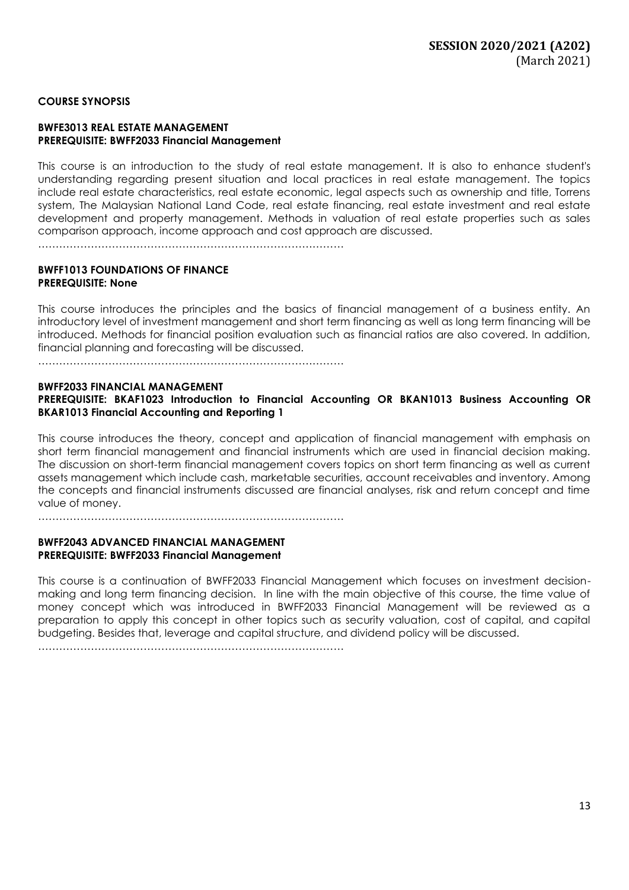**COURSE SYNOPSIS**

**BWFE3013 REAL ESTATE MANAGEMENT**
**PREREQUISITE: BWFF2033 Financial Management**

This course is an introduction to the study of real estate management. It is also to enhance student's understanding regarding present situation and local practices in real estate management. The topics include real estate characteristics, real estate economic, legal aspects such as ownership and title, Torrens system, The Malaysian National Land Code, real estate financing, real estate investment and real estate development and property management. Methods in valuation of real estate properties such as sales comparison approach, income approach and cost approach are discussed.

……………………………………………………………………………

**BWFF1013 FOUNDATIONS OF FINANCE**
**PREREQUISITE: None**

This course introduces the principles and the basics of financial management of a business entity. An introductory level of investment management and short term financing as well as long term financing will be introduced. Methods for financial position evaluation such as financial ratios are also covered. In addition, financial planning and forecasting will be discussed.

……………………………………………………………………………

**BWFF2033 FINANCIAL MANAGEMENT**
**PREREQUISITE: BKAF1023 Introduction to Financial Accounting OR BKAN1013 Business Accounting OR BKAR1013 Financial Accounting and Reporting 1**

This course introduces the theory, concept and application of financial management with emphasis on short term financial management and financial instruments which are used in financial decision making. The discussion on short-term financial management covers topics on short term financing as well as current assets management which include cash, marketable securities, account receivables and inventory. Among the concepts and financial instruments discussed are financial analyses, risk and return concept and time value of money.

……………………………………………………………………………

**BWFF2043 ADVANCED FINANCIAL MANAGEMENT**
**PREREQUISITE: BWFF2033 Financial Management**

This course is a continuation of BWFF2033 Financial Management which focuses on investment decision-making and long term financing decision. In line with the main objective of this course, the time value of money concept which was introduced in BWFF2033 Financial Management will be reviewed as a preparation to apply this concept in other topics such as security valuation, cost of capital, and capital budgeting. Besides that, leverage and capital structure, and dividend policy will be discussed.

……………………………………………………………………………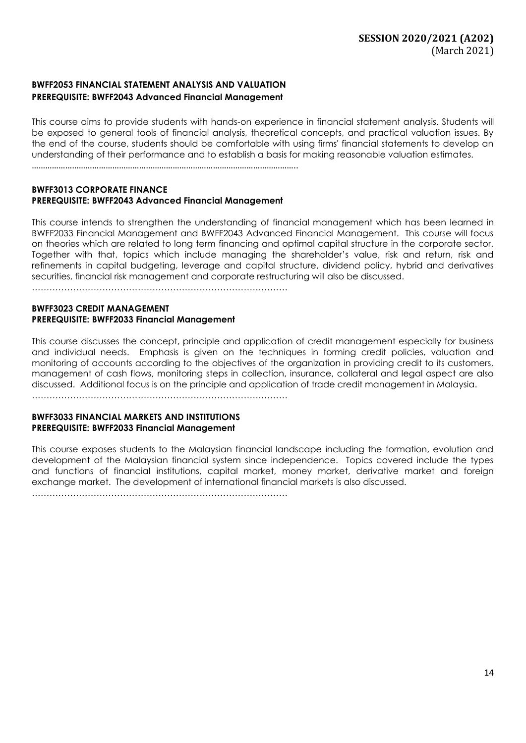**BWFF2053 FINANCIAL STATEMENT ANALYSIS AND VALUATION**
**PREREQUISITE: BWFF2043 Advanced Financial Management**

This course aims to provide students with hands-on experience in financial statement analysis. Students will be exposed to general tools of financial analysis, theoretical concepts, and practical valuation issues. By the end of the course, students should be comfortable with using firms' financial statements to develop an understanding of their performance and to establish a basis for making reasonable valuation estimates.

……………………………………………………………………………

**BWFF3013 CORPORATE FINANCE**
**PREREQUISITE: BWFF2043 Advanced Financial Management**

This course intends to strengthen the understanding of financial management which has been learned in BWFF2033 Financial Management and BWFF2043 Advanced Financial Management. This course will focus on theories which are related to long term financing and optimal capital structure in the corporate sector. Together with that, topics which include managing the shareholder's value, risk and return, risk and refinements in capital budgeting, leverage and capital structure, dividend policy, hybrid and derivatives securities, financial risk management and corporate restructuring will also be discussed.

……………………………………………………………………………

**BWFF3023 CREDIT MANAGEMENT**
**PREREQUISITE: BWFF2033 Financial Management**

This course discusses the concept, principle and application of credit management especially for business and individual needs. Emphasis is given on the techniques in forming credit policies, valuation and monitoring of accounts according to the objectives of the organization in providing credit to its customers, management of cash flows, monitoring steps in collection, insurance, collateral and legal aspect are also discussed. Additional focus is on the principle and application of trade credit management in Malaysia.

……………………………………………………………………………

**BWFF3033 FINANCIAL MARKETS AND INSTITUTIONS**
**PREREQUISITE: BWFF2033 Financial Management**

This course exposes students to the Malaysian financial landscape including the formation, evolution and development of the Malaysian financial system since independence. Topics covered include the types and functions of financial institutions, capital market, money market, derivative market and foreign exchange market. The development of international financial markets is also discussed.

……………………………………………………………………………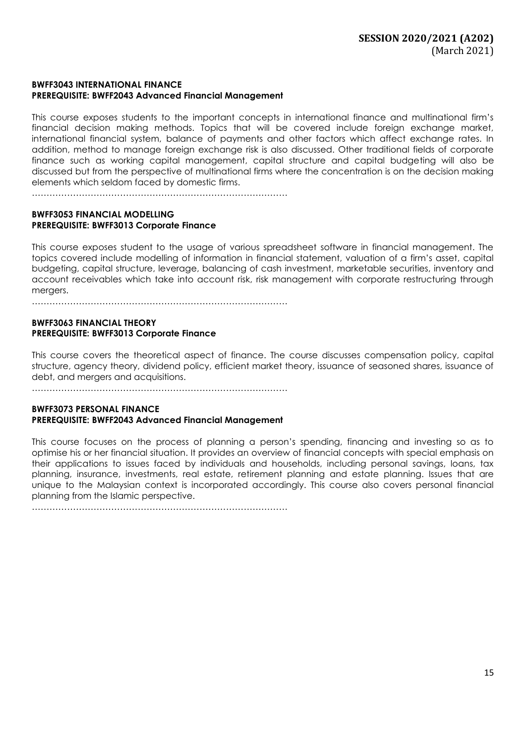**BWFF3043 INTERNATIONAL FINANCE**
**PREREQUISITE: BWFF2043 Advanced Financial Management**

This course exposes students to the important concepts in international finance and multinational firm's financial decision making methods. Topics that will be covered include foreign exchange market, international financial system, balance of payments and other factors which affect exchange rates. In addition, method to manage foreign exchange risk is also discussed. Other traditional fields of corporate finance such as working capital management, capital structure and capital budgeting will also be discussed but from the perspective of multinational firms where the concentration is on the decision making elements which seldom faced by domestic firms.

……………………………………………………………………………

**BWFF3053 FINANCIAL MODELLING**
**PREREQUISITE: BWFF3013 Corporate Finance**

This course exposes student to the usage of various spreadsheet software in financial management. The topics covered include modelling of information in financial statement, valuation of a firm's asset, capital budgeting, capital structure, leverage, balancing of cash investment, marketable securities, inventory and account receivables which take into account risk, risk management with corporate restructuring through mergers.

……………………………………………………………………………

**BWFF3063 FINANCIAL THEORY**
**PREREQUISITE: BWFF3013 Corporate Finance**

This course covers the theoretical aspect of finance. The course discusses compensation policy, capital structure, agency theory, dividend policy, efficient market theory, issuance of seasoned shares, issuance of debt, and mergers and acquisitions.

……………………………………………………………………………

**BWFF3073 PERSONAL FINANCE**
**PREREQUISITE: BWFF2043 Advanced Financial Management**

This course focuses on the process of planning a person's spending, financing and investing so as to optimise his or her financial situation. It provides an overview of financial concepts with special emphasis on their applications to issues faced by individuals and households, including personal savings, loans, tax planning, insurance, investments, real estate, retirement planning and estate planning. Issues that are unique to the Malaysian context is incorporated accordingly. This course also covers personal financial planning from the Islamic perspective.

……………………………………………………………………………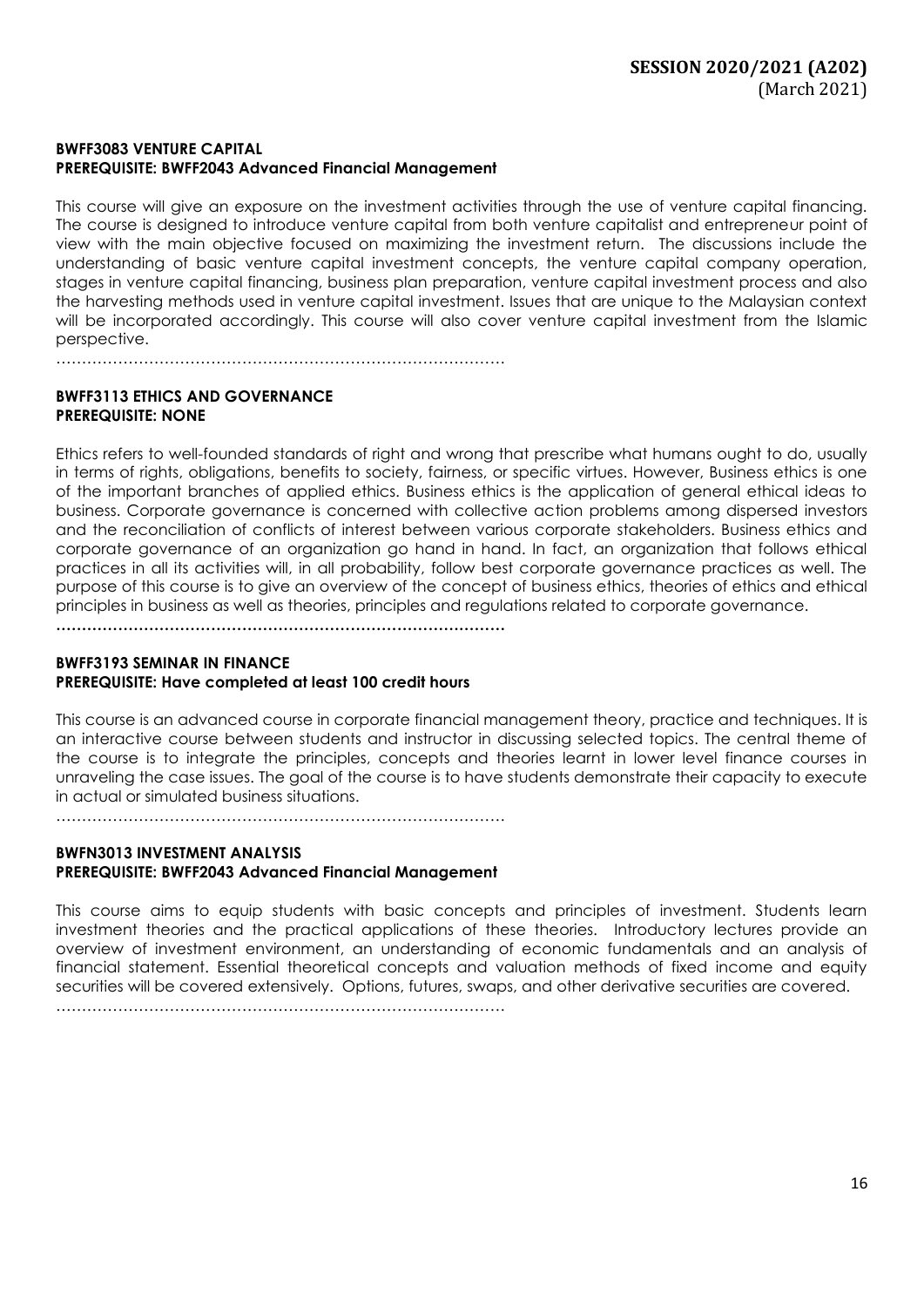**BWFF3083 VENTURE CAPITAL**
**PREREQUISITE: BWFF2043 Advanced Financial Management**

This course will give an exposure on the investment activities through the use of venture capital financing. The course is designed to introduce venture capital from both venture capitalist and entrepreneur point of view with the main objective focused on maximizing the investment return. The discussions include the understanding of basic venture capital investment concepts, the venture capital company operation, stages in venture capital financing, business plan preparation, venture capital investment process and also the harvesting methods used in venture capital investment. Issues that are unique to the Malaysian context will be incorporated accordingly. This course will also cover venture capital investment from the Islamic perspective.

…………………………………………………………………………….

**BWFF3113 ETHICS AND GOVERNANCE**
**PREREQUISITE: NONE**

Ethics refers to well-founded standards of right and wrong that prescribe what humans ought to do, usually in terms of rights, obligations, benefits to society, fairness, or specific virtues. However, Business ethics is one of the important branches of applied ethics. Business ethics is the application of general ethical ideas to business. Corporate governance is concerned with collective action problems among dispersed investors and the reconciliation of conflicts of interest between various corporate stakeholders. Business ethics and corporate governance of an organization go hand in hand. In fact, an organization that follows ethical practices in all its activities will, in all probability, follow best corporate governance practices as well. The purpose of this course is to give an overview of the concept of business ethics, theories of ethics and ethical principles in business as well as theories, principles and regulations related to corporate governance.

…………………………………………………………………………….

**BWFF3193 SEMINAR IN FINANCE**
**PREREQUISITE: Have completed at least 100 credit hours**

This course is an advanced course in corporate financial management theory, practice and techniques. It is an interactive course between students and instructor in discussing selected topics. The central theme of the course is to integrate the principles, concepts and theories learnt in lower level finance courses in unraveling the case issues. The goal of the course is to have students demonstrate their capacity to execute in actual or simulated business situations.

…………………………………………………………………………….

**BWFN3013 INVESTMENT ANALYSIS**
**PREREQUISITE: BWFF2043 Advanced Financial Management**

This course aims to equip students with basic concepts and principles of investment. Students learn investment theories and the practical applications of these theories. Introductory lectures provide an overview of investment environment, an understanding of economic fundamentals and an analysis of financial statement. Essential theoretical concepts and valuation methods of fixed income and equity securities will be covered extensively. Options, futures, swaps, and other derivative securities are covered.

…………………………………………………………………………….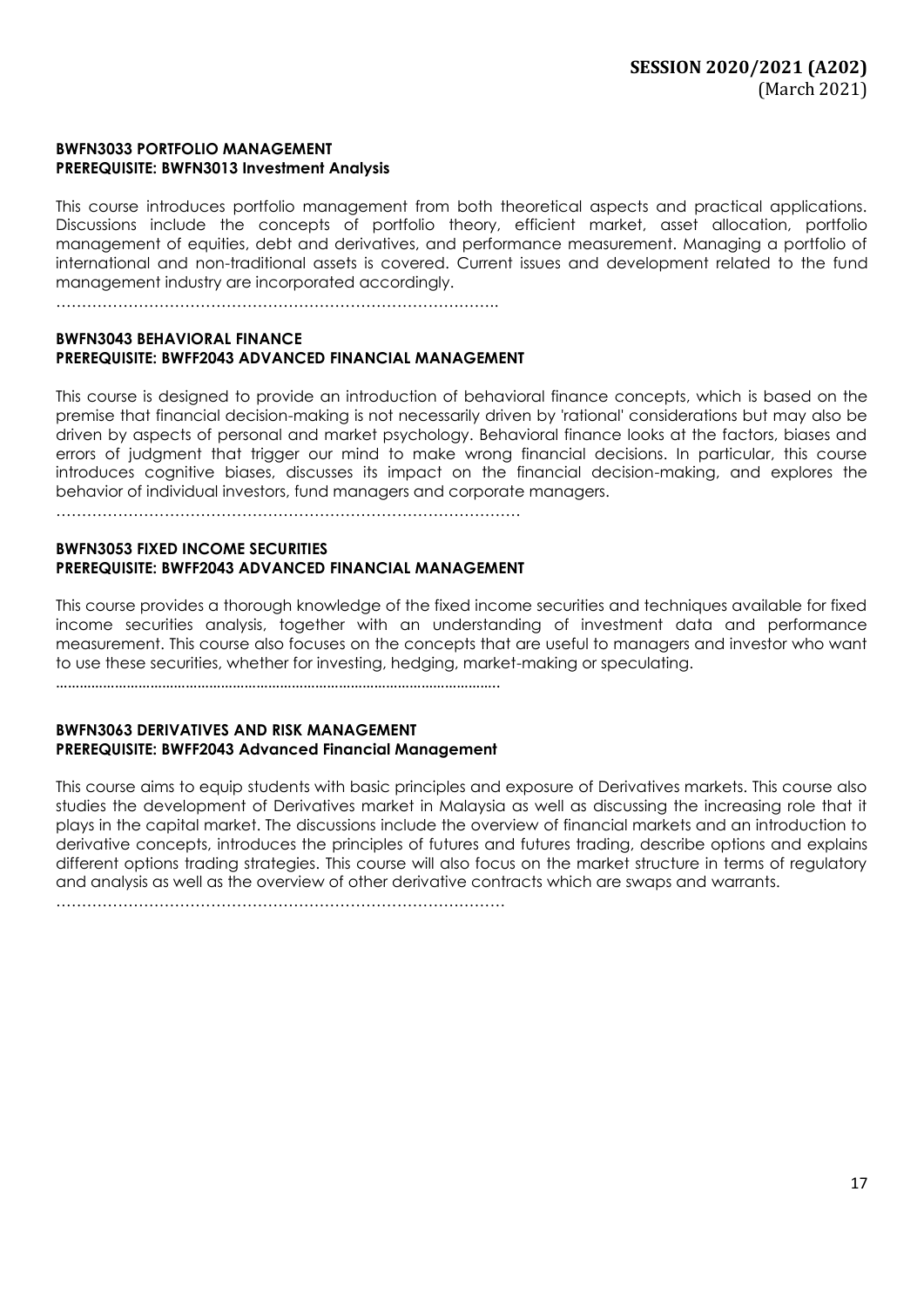**BWFN3033 PORTFOLIO MANAGEMENT**
**PREREQUISITE: BWFN3013 Investment Analysis**

This course introduces portfolio management from both theoretical aspects and practical applications. Discussions include the concepts of portfolio theory, efficient market, asset allocation, portfolio management of equities, debt and derivatives, and performance measurement. Managing a portfolio of international and non-traditional assets is covered. Current issues and development related to the fund management industry are incorporated accordingly.

…………………………………………………………………………….

**BWFN3043 BEHAVIORAL FINANCE**
**PREREQUISITE: BWFF2043 ADVANCED FINANCIAL MANAGEMENT**

This course is designed to provide an introduction of behavioral finance concepts, which is based on the premise that financial decision-making is not necessarily driven by 'rational' considerations but may also be driven by aspects of personal and market psychology. Behavioral finance looks at the factors, biases and errors of judgment that trigger our mind to make wrong financial decisions. In particular, this course introduces cognitive biases, discusses its impact on the financial decision-making, and explores the behavior of individual investors, fund managers and corporate managers.

……………………………………………………………………………….

**BWFN3053 FIXED INCOME SECURITIES**
**PREREQUISITE: BWFF2043 ADVANCED FINANCIAL MANAGEMENT**

This course provides a thorough knowledge of the fixed income securities and techniques available for fixed income securities analysis, together with an understanding of investment data and performance measurement. This course also focuses on the concepts that are useful to managers and investor who want to use these securities, whether for investing, hedging, market-making or speculating.

…………………………………………………………………………….

**BWFN3063 DERIVATIVES AND RISK MANAGEMENT**
**PREREQUISITE: BWFF2043 Advanced Financial Management**

This course aims to equip students with basic principles and exposure of Derivatives markets. This course also studies the development of Derivatives market in Malaysia as well as discussing the increasing role that it plays in the capital market. The discussions include the overview of financial markets and an introduction to derivative concepts, introduces the principles of futures and futures trading, describe options and explains different options trading strategies. This course will also focus on the market structure in terms of regulatory and analysis as well as the overview of other derivative contracts which are swaps and warrants.

…………………………………………………………………………….